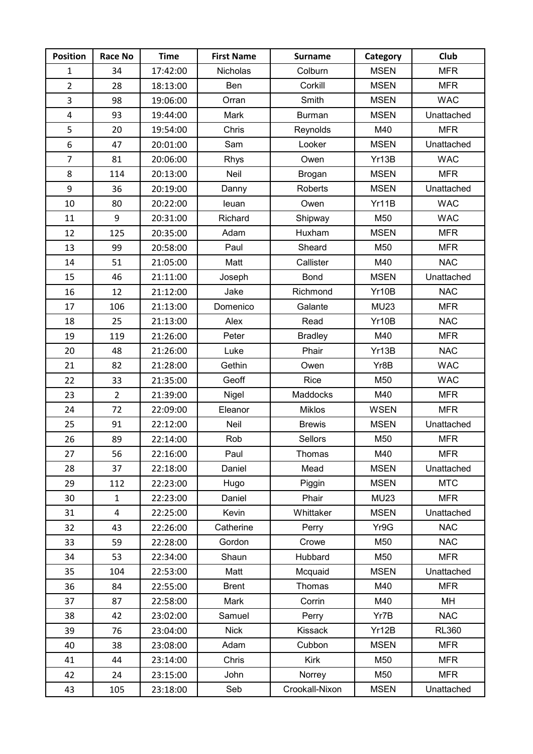| Position | Race No | Time | First Name | Surname | Category | Club |
|---|---|---|---|---|---|---|
| 1 | 34 | 17:42:00 | Nicholas | Colburn | MSEN | MFR |
| 2 | 28 | 18:13:00 | Ben | Corkill | MSEN | MFR |
| 3 | 98 | 19:06:00 | Orran | Smith | MSEN | WAC |
| 4 | 93 | 19:44:00 | Mark | Burman | MSEN | Unattached |
| 5 | 20 | 19:54:00 | Chris | Reynolds | M40 | MFR |
| 6 | 47 | 20:01:00 | Sam | Looker | MSEN | Unattached |
| 7 | 81 | 20:06:00 | Rhys | Owen | Yr13B | WAC |
| 8 | 114 | 20:13:00 | Neil | Brogan | MSEN | MFR |
| 9 | 36 | 20:19:00 | Danny | Roberts | MSEN | Unattached |
| 10 | 80 | 20:22:00 | Ieuan | Owen | Yr11B | WAC |
| 11 | 9 | 20:31:00 | Richard | Shipway | M50 | WAC |
| 12 | 125 | 20:35:00 | Adam | Huxham | MSEN | MFR |
| 13 | 99 | 20:58:00 | Paul | Sheard | M50 | MFR |
| 14 | 51 | 21:05:00 | Matt | Callister | M40 | NAC |
| 15 | 46 | 21:11:00 | Joseph | Bond | MSEN | Unattached |
| 16 | 12 | 21:12:00 | Jake | Richmond | Yr10B | NAC |
| 17 | 106 | 21:13:00 | Domenico | Galante | MU23 | MFR |
| 18 | 25 | 21:13:00 | Alex | Read | Yr10B | NAC |
| 19 | 119 | 21:26:00 | Peter | Bradley | M40 | MFR |
| 20 | 48 | 21:26:00 | Luke | Phair | Yr13B | NAC |
| 21 | 82 | 21:28:00 | Gethin | Owen | Yr8B | WAC |
| 22 | 33 | 21:35:00 | Geoff | Rice | M50 | WAC |
| 23 | 2 | 21:39:00 | Nigel | Maddocks | M40 | MFR |
| 24 | 72 | 22:09:00 | Eleanor | Miklos | WSEN | MFR |
| 25 | 91 | 22:12:00 | Neil | Brewis | MSEN | Unattached |
| 26 | 89 | 22:14:00 | Rob | Sellors | M50 | MFR |
| 27 | 56 | 22:16:00 | Paul | Thomas | M40 | MFR |
| 28 | 37 | 22:18:00 | Daniel | Mead | MSEN | Unattached |
| 29 | 112 | 22:23:00 | Hugo | Piggin | MSEN | MTC |
| 30 | 1 | 22:23:00 | Daniel | Phair | MU23 | MFR |
| 31 | 4 | 22:25:00 | Kevin | Whittaker | MSEN | Unattached |
| 32 | 43 | 22:26:00 | Catherine | Perry | Yr9G | NAC |
| 33 | 59 | 22:28:00 | Gordon | Crowe | M50 | NAC |
| 34 | 53 | 22:34:00 | Shaun | Hubbard | M50 | MFR |
| 35 | 104 | 22:53:00 | Matt | Mcquaid | MSEN | Unattached |
| 36 | 84 | 22:55:00 | Brent | Thomas | M40 | MFR |
| 37 | 87 | 22:58:00 | Mark | Corrin | M40 | MH |
| 38 | 42 | 23:02:00 | Samuel | Perry | Yr7B | NAC |
| 39 | 76 | 23:04:00 | Nick | Kissack | Yr12B | RL360 |
| 40 | 38 | 23:08:00 | Adam | Cubbon | MSEN | MFR |
| 41 | 44 | 23:14:00 | Chris | Kirk | M50 | MFR |
| 42 | 24 | 23:15:00 | John | Norrey | M50 | MFR |
| 43 | 105 | 23:18:00 | Seb | Crookall-Nixon | MSEN | Unattached |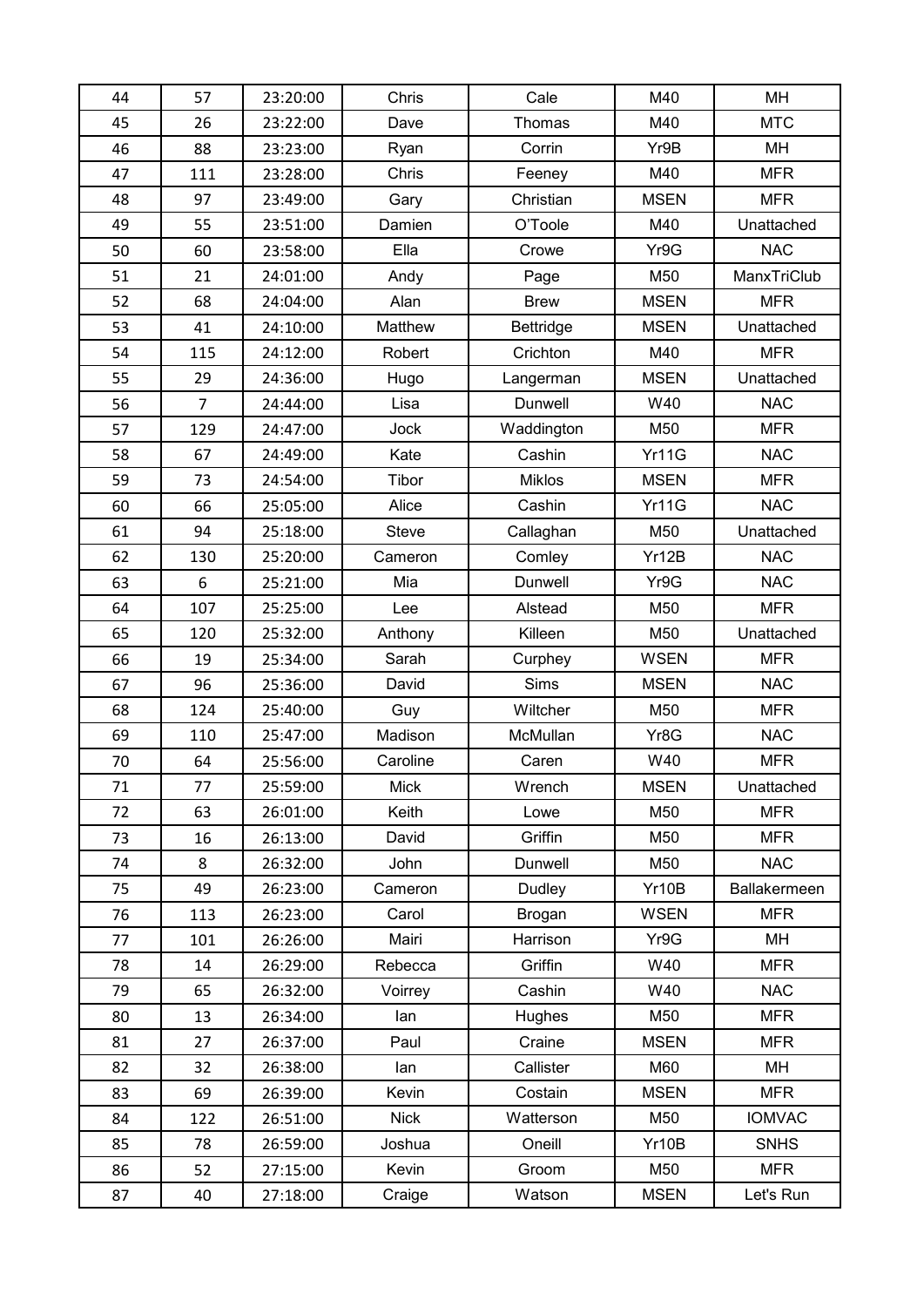| | | | | | | |
|---|---|---|---|---|---|---|
| 44 | 57 | 23:20:00 | Chris | Cale | M40 | MH |
| 45 | 26 | 23:22:00 | Dave | Thomas | M40 | MTC |
| 46 | 88 | 23:23:00 | Ryan | Corrin | Yr9B | MH |
| 47 | 111 | 23:28:00 | Chris | Feeney | M40 | MFR |
| 48 | 97 | 23:49:00 | Gary | Christian | MSEN | MFR |
| 49 | 55 | 23:51:00 | Damien | O'Toole | M40 | Unattached |
| 50 | 60 | 23:58:00 | Ella | Crowe | Yr9G | NAC |
| 51 | 21 | 24:01:00 | Andy | Page | M50 | ManxTriClub |
| 52 | 68 | 24:04:00 | Alan | Brew | MSEN | MFR |
| 53 | 41 | 24:10:00 | Matthew | Bettridge | MSEN | Unattached |
| 54 | 115 | 24:12:00 | Robert | Crichton | M40 | MFR |
| 55 | 29 | 24:36:00 | Hugo | Langerman | MSEN | Unattached |
| 56 | 7 | 24:44:00 | Lisa | Dunwell | W40 | NAC |
| 57 | 129 | 24:47:00 | Jock | Waddington | M50 | MFR |
| 58 | 67 | 24:49:00 | Kate | Cashin | Yr11G | NAC |
| 59 | 73 | 24:54:00 | Tibor | Miklos | MSEN | MFR |
| 60 | 66 | 25:05:00 | Alice | Cashin | Yr11G | NAC |
| 61 | 94 | 25:18:00 | Steve | Callaghan | M50 | Unattached |
| 62 | 130 | 25:20:00 | Cameron | Comley | Yr12B | NAC |
| 63 | 6 | 25:21:00 | Mia | Dunwell | Yr9G | NAC |
| 64 | 107 | 25:25:00 | Lee | Alstead | M50 | MFR |
| 65 | 120 | 25:32:00 | Anthony | Killeen | M50 | Unattached |
| 66 | 19 | 25:34:00 | Sarah | Curphey | WSEN | MFR |
| 67 | 96 | 25:36:00 | David | Sims | MSEN | NAC |
| 68 | 124 | 25:40:00 | Guy | Wiltcher | M50 | MFR |
| 69 | 110 | 25:47:00 | Madison | McMullan | Yr8G | NAC |
| 70 | 64 | 25:56:00 | Caroline | Caren | W40 | MFR |
| 71 | 77 | 25:59:00 | Mick | Wrench | MSEN | Unattached |
| 72 | 63 | 26:01:00 | Keith | Lowe | M50 | MFR |
| 73 | 16 | 26:13:00 | David | Griffin | M50 | MFR |
| 74 | 8 | 26:32:00 | John | Dunwell | M50 | NAC |
| 75 | 49 | 26:23:00 | Cameron | Dudley | Yr10B | Ballakermeen |
| 76 | 113 | 26:23:00 | Carol | Brogan | WSEN | MFR |
| 77 | 101 | 26:26:00 | Mairi | Harrison | Yr9G | MH |
| 78 | 14 | 26:29:00 | Rebecca | Griffin | W40 | MFR |
| 79 | 65 | 26:32:00 | Voirrey | Cashin | W40 | NAC |
| 80 | 13 | 26:34:00 | Ian | Hughes | M50 | MFR |
| 81 | 27 | 26:37:00 | Paul | Craine | MSEN | MFR |
| 82 | 32 | 26:38:00 | Ian | Callister | M60 | MH |
| 83 | 69 | 26:39:00 | Kevin | Costain | MSEN | MFR |
| 84 | 122 | 26:51:00 | Nick | Watterson | M50 | IOMVAC |
| 85 | 78 | 26:59:00 | Joshua | Oneill | Yr10B | SNHS |
| 86 | 52 | 27:15:00 | Kevin | Groom | M50 | MFR |
| 87 | 40 | 27:18:00 | Craige | Watson | MSEN | Let's Run |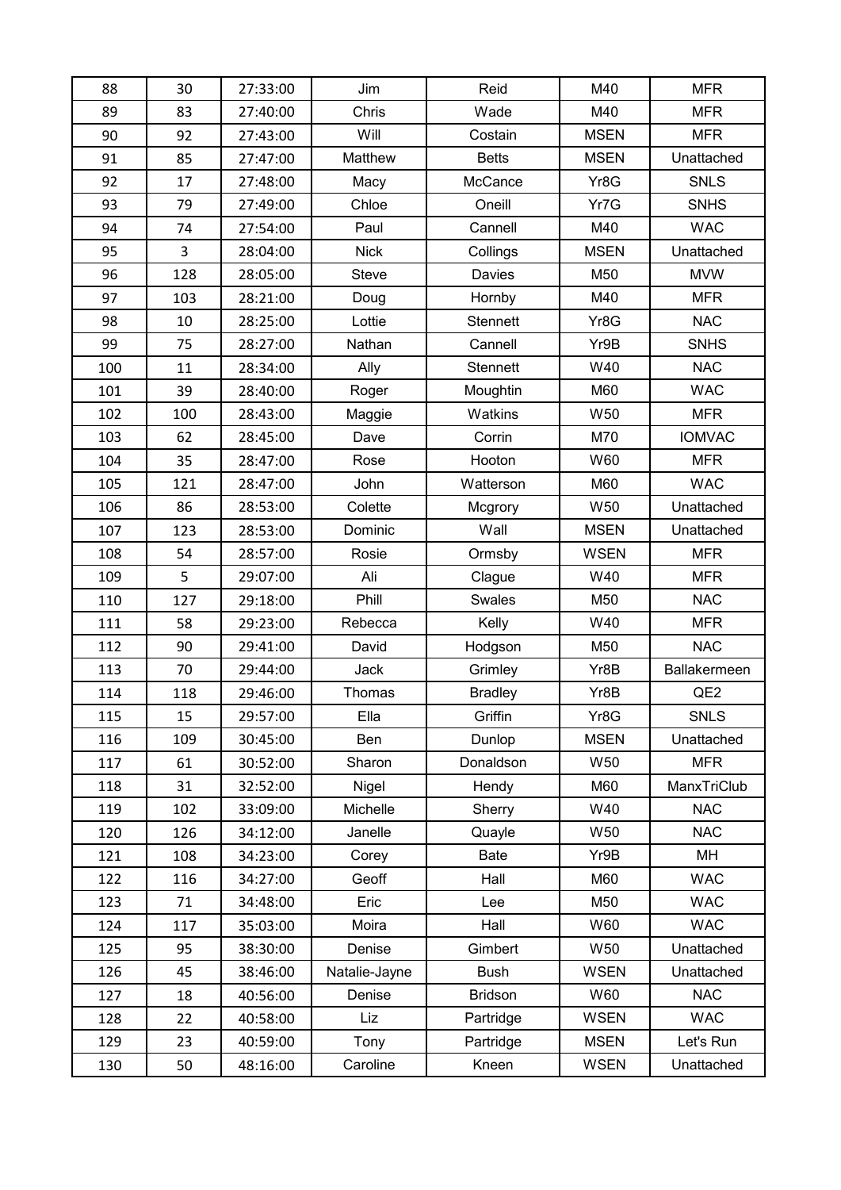| | | | | | | |
|---|---|---|---|---|---|---|
| 88 | 30 | 27:33:00 | Jim | Reid | M40 | MFR |
| 89 | 83 | 27:40:00 | Chris | Wade | M40 | MFR |
| 90 | 92 | 27:43:00 | Will | Costain | MSEN | MFR |
| 91 | 85 | 27:47:00 | Matthew | Betts | MSEN | Unattached |
| 92 | 17 | 27:48:00 | Macy | McCance | Yr8G | SNLS |
| 93 | 79 | 27:49:00 | Chloe | Oneill | Yr7G | SNHS |
| 94 | 74 | 27:54:00 | Paul | Cannell | M40 | WAC |
| 95 | 3 | 28:04:00 | Nick | Collings | MSEN | Unattached |
| 96 | 128 | 28:05:00 | Steve | Davies | M50 | MVW |
| 97 | 103 | 28:21:00 | Doug | Hornby | M40 | MFR |
| 98 | 10 | 28:25:00 | Lottie | Stennett | Yr8G | NAC |
| 99 | 75 | 28:27:00 | Nathan | Cannell | Yr9B | SNHS |
| 100 | 11 | 28:34:00 | Ally | Stennett | W40 | NAC |
| 101 | 39 | 28:40:00 | Roger | Moughtin | M60 | WAC |
| 102 | 100 | 28:43:00 | Maggie | Watkins | W50 | MFR |
| 103 | 62 | 28:45:00 | Dave | Corrin | M70 | IOMVAC |
| 104 | 35 | 28:47:00 | Rose | Hooton | W60 | MFR |
| 105 | 121 | 28:47:00 | John | Watterson | M60 | WAC |
| 106 | 86 | 28:53:00 | Colette | Mcgrory | W50 | Unattached |
| 107 | 123 | 28:53:00 | Dominic | Wall | MSEN | Unattached |
| 108 | 54 | 28:57:00 | Rosie | Ormsby | WSEN | MFR |
| 109 | 5 | 29:07:00 | Ali | Clague | W40 | MFR |
| 110 | 127 | 29:18:00 | Phill | Swales | M50 | NAC |
| 111 | 58 | 29:23:00 | Rebecca | Kelly | W40 | MFR |
| 112 | 90 | 29:41:00 | David | Hodgson | M50 | NAC |
| 113 | 70 | 29:44:00 | Jack | Grimley | Yr8B | Ballakermeen |
| 114 | 118 | 29:46:00 | Thomas | Bradley | Yr8B | QE2 |
| 115 | 15 | 29:57:00 | Ella | Griffin | Yr8G | SNLS |
| 116 | 109 | 30:45:00 | Ben | Dunlop | MSEN | Unattached |
| 117 | 61 | 30:52:00 | Sharon | Donaldson | W50 | MFR |
| 118 | 31 | 32:52:00 | Nigel | Hendy | M60 | ManxTriClub |
| 119 | 102 | 33:09:00 | Michelle | Sherry | W40 | NAC |
| 120 | 126 | 34:12:00 | Janelle | Quayle | W50 | NAC |
| 121 | 108 | 34:23:00 | Corey | Bate | Yr9B | MH |
| 122 | 116 | 34:27:00 | Geoff | Hall | M60 | WAC |
| 123 | 71 | 34:48:00 | Eric | Lee | M50 | WAC |
| 124 | 117 | 35:03:00 | Moira | Hall | W60 | WAC |
| 125 | 95 | 38:30:00 | Denise | Gimbert | W50 | Unattached |
| 126 | 45 | 38:46:00 | Natalie-Jayne | Bush | WSEN | Unattached |
| 127 | 18 | 40:56:00 | Denise | Bridson | W60 | NAC |
| 128 | 22 | 40:58:00 | Liz | Partridge | WSEN | WAC |
| 129 | 23 | 40:59:00 | Tony | Partridge | MSEN | Let's Run |
| 130 | 50 | 48:16:00 | Caroline | Kneen | WSEN | Unattached |